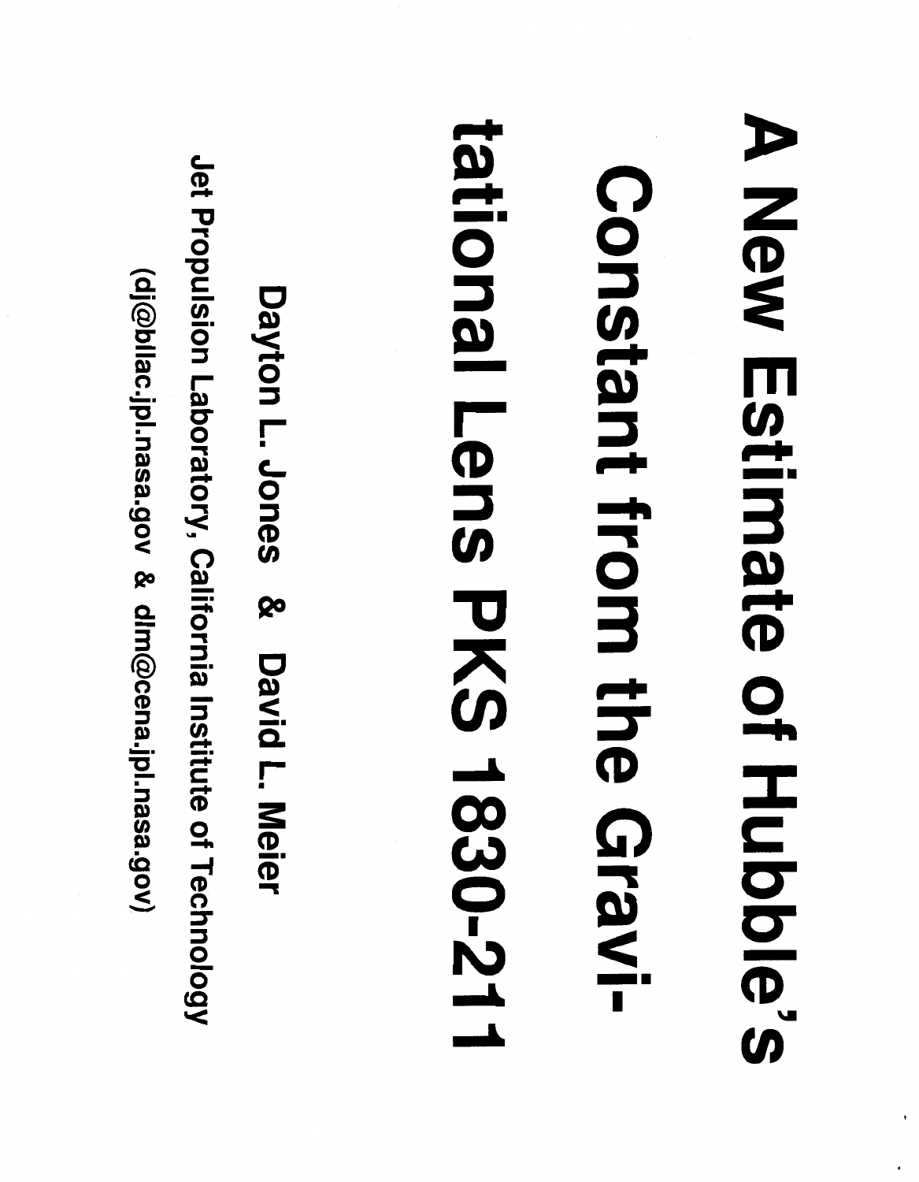# A New Estimate of Hubble's Constant from the Gravitational Lens PKS 1830-211

Dayton L. Jones & David L. Meier

Jet Propulsion Laboratory, California Institute of Technology

(dj@bllac.jpl.nasa.gov & dlm@cena.jpl.nasa.gov)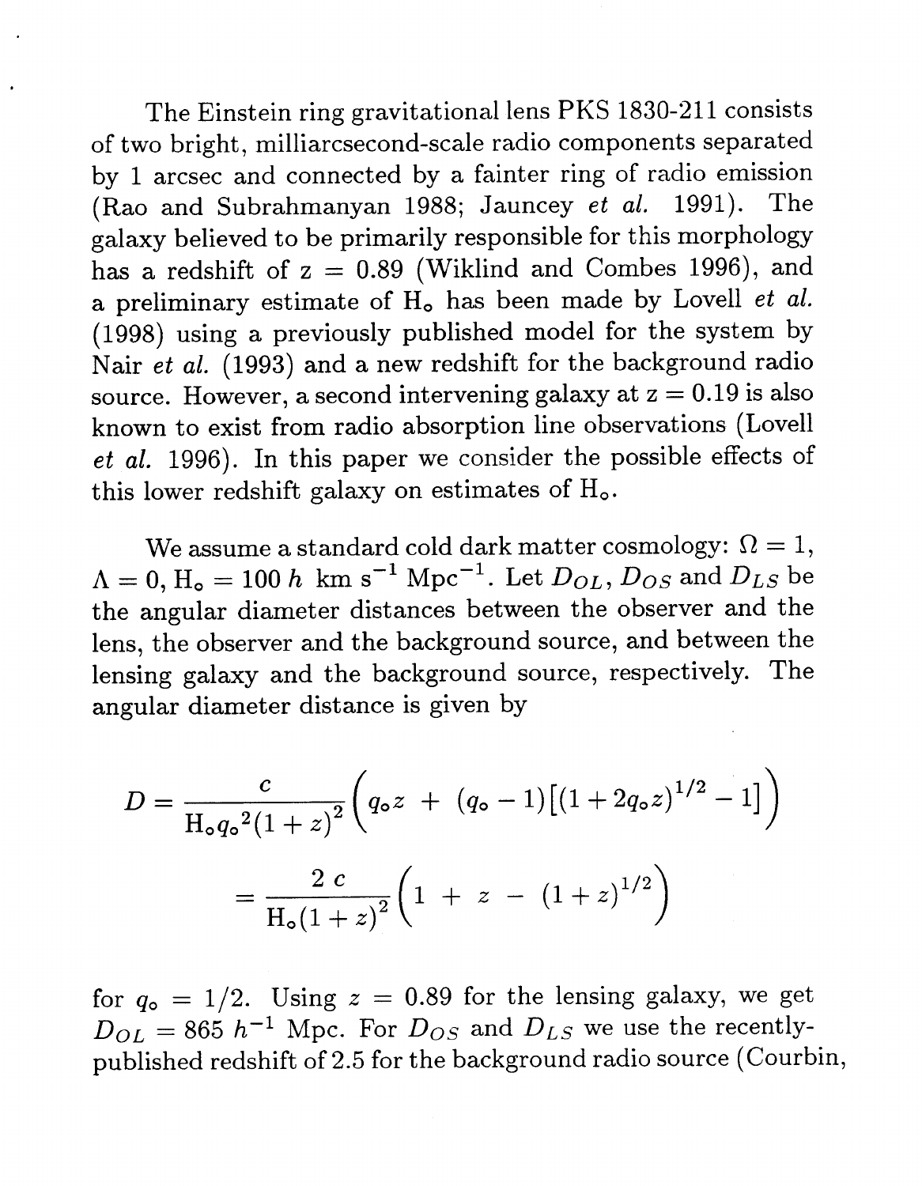The Einstein ring gravitational lens PKS 1830-211 consists of two bright, milliarcsecond-scale radio components separated by 1 arcsec and connected by a fainter ring of radio emission (Rao and Subrahmanyan 1988; Jauncey *et al.* 1991). The galaxy believed to be primarily responsible for this morphology has a redshift of z = 0.89 (Wiklind and Combes 1996), and a preliminary estimate of $H_o$ has been made by Lovell *et al.* (1998) using a previously published model for the system by Nair *et al.* (1993) and a new redshift for the background radio source. However, a second intervening galaxy at z = 0.19 is also known to exist from radio absorption line observations (Lovell *et al.* 1996). In this paper we consider the possible effects of this lower redshift galaxy on estimates of $H_o$.

We assume a standard cold dark matter cosmology: $\Omega = 1$, $\Lambda = 0$, $H_o = 100\,h$ km s$^{-1}$ Mpc$^{-1}$. Let $D_{OL}$, $D_{OS}$ and $D_{LS}$ be the angular diameter distances between the observer and the lens, the observer and the background source, and between the lensing galaxy and the background source, respectively. The angular diameter distance is given by

$$D = \frac{c}{H_o {q_o}^2 (1+z)^2} \left( q_o z \; + \; (q_o - 1)\left[(1 + 2q_o z)^{1/2} - 1\right] \right)$$

$$= \frac{2\,c}{H_o (1+z)^2} \left( 1 \; + \; z \; - \; (1+z)^{1/2} \right)$$

for $q_o = 1/2$. Using $z = 0.89$ for the lensing galaxy, we get $D_{OL} = 865\ h^{-1}$ Mpc. For $D_{OS}$ and $D_{LS}$ we use the recently-published redshift of 2.5 for the background radio source (Courbin,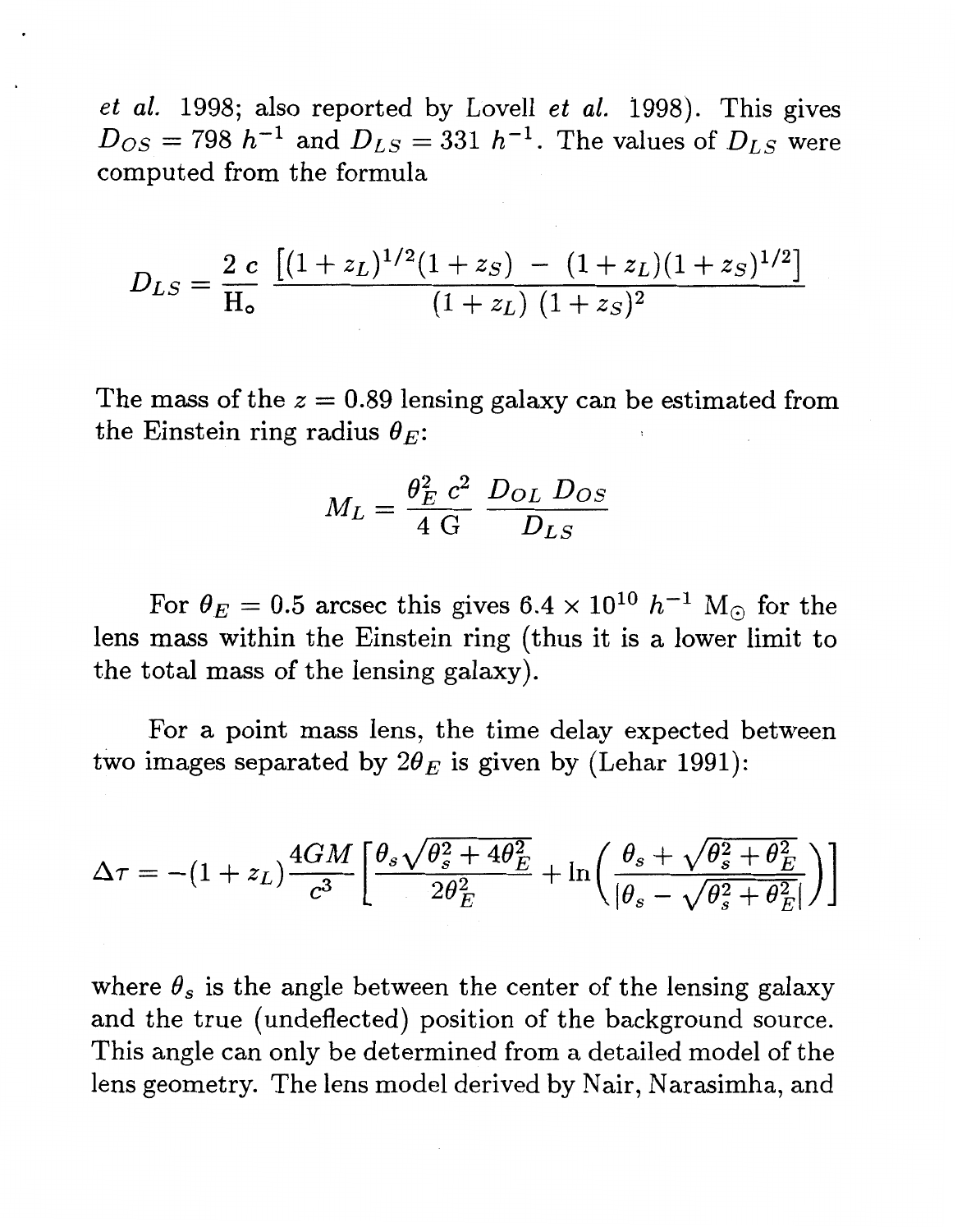*et al.* 1998; also reported by Lovell *et al.* 1998). This gives $D_{OS} = 798\ h^{-1}$ and $D_{LS} = 331\ h^{-1}$. The values of $D_{LS}$ were computed from the formula

$$D_{LS} = \frac{2\ c}{\mathrm{H_o}} \frac{\left[(1+z_L)^{1/2}(1+z_S)\ -\ (1+z_L)(1+z_S)^{1/2}\right]}{(1+z_L)\ (1+z_S)^2}$$

The mass of the $z = 0.89$ lensing galaxy can be estimated from the Einstein ring radius $\theta_E$:

$$M_L = \frac{\theta_E^2\ c^2}{4\ \mathrm{G}} \frac{D_{OL}\ D_{OS}}{D_{LS}}$$

For $\theta_E = 0.5$ arcsec this gives $6.4 \times 10^{10}\ h^{-1}\ \mathrm{M_\odot}$ for the lens mass within the Einstein ring (thus it is a lower limit to the total mass of the lensing galaxy).

For a point mass lens, the time delay expected between two images separated by $2\theta_E$ is given by (Lehar 1991):

$$\Delta\tau = -(1+z_L)\frac{4GM}{c^3}\left[\frac{\theta_s\sqrt{\theta_s^2+4\theta_E^2}}{2\theta_E^2} + \ln\left(\frac{\theta_s+\sqrt{\theta_s^2+\theta_E^2}}{|\theta_s-\sqrt{\theta_s^2+\theta_E^2}|}\right)\right]$$

where $\theta_s$ is the angle between the center of the lensing galaxy and the true (undeflected) position of the background source. This angle can only be determined from a detailed model of the lens geometry. The lens model derived by Nair, Narasimha, and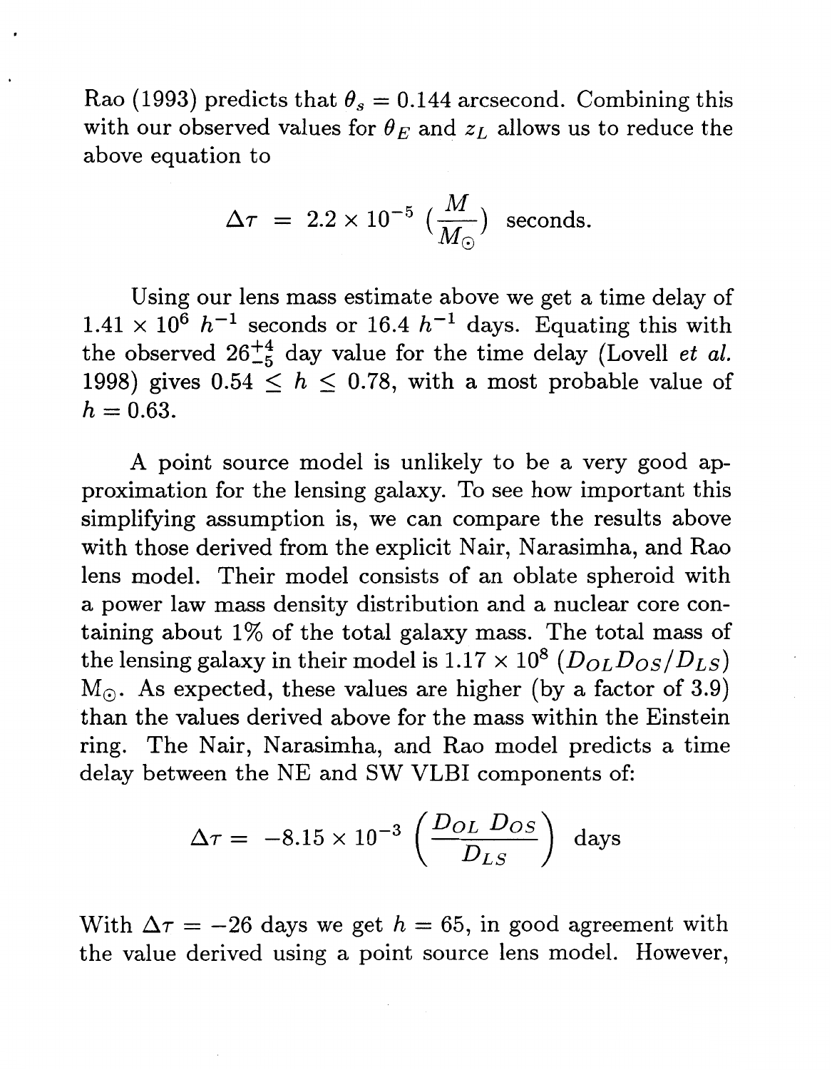Rao (1993) predicts that $\theta_s = 0.144$ arcsecond. Combining this with our observed values for $\theta_E$ and $z_L$ allows us to reduce the above equation to

$$\Delta\tau \;=\; 2.2 \times 10^{-5} \; (\frac{M}{M_\odot}) \;\; \text{seconds.}$$

Using our lens mass estimate above we get a time delay of $1.41 \times 10^6 \; h^{-1}$ seconds or $16.4 \; h^{-1}$ days. Equating this with the observed $26^{+4}_{-5}$ day value for the time delay (Lovell *et al.* 1998) gives $0.54 \leq h \leq 0.78$, with a most probable value of $h = 0.63$.

A point source model is unlikely to be a very good approximation for the lensing galaxy. To see how important this simplifying assumption is, we can compare the results above with those derived from the explicit Nair, Narasimha, and Rao lens model. Their model consists of an oblate spheroid with a power law mass density distribution and a nuclear core containing about 1% of the total galaxy mass. The total mass of the lensing galaxy in their model is $1.17 \times 10^8 \; (D_{OL} D_{OS}/D_{LS})$ $M_\odot$. As expected, these values are higher (by a factor of 3.9) than the values derived above for the mass within the Einstein ring. The Nair, Narasimha, and Rao model predicts a time delay between the NE and SW VLBI components of:

$$\Delta\tau = \; -8.15 \times 10^{-3} \left( \frac{D_{OL} \; D_{OS}}{D_{LS}} \right) \;\; \text{days}$$

With $\Delta\tau = -26$ days we get $h = 65$, in good agreement with the value derived using a point source lens model. However,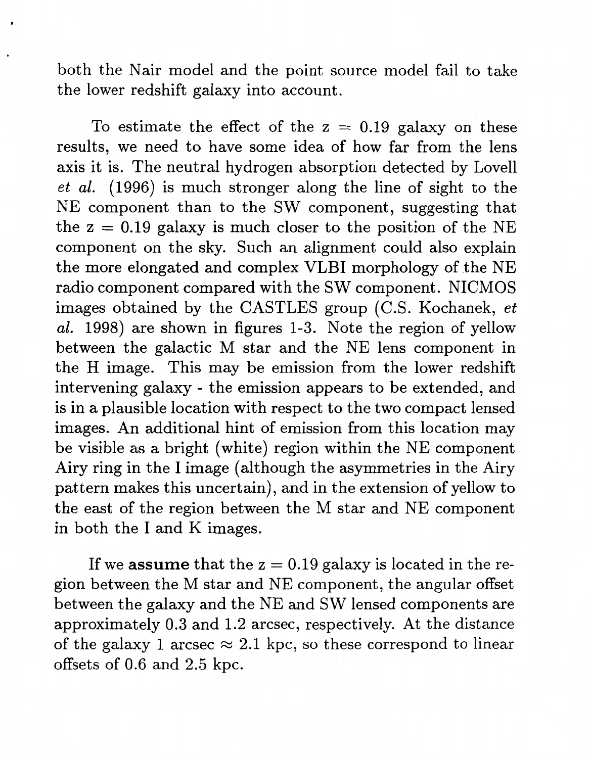both the Nair model and the point source model fail to take the lower redshift galaxy into account.

To estimate the effect of the $z = 0.19$ galaxy on these results, we need to have some idea of how far from the lens axis it is. The neutral hydrogen absorption detected by Lovell *et al.* (1996) is much stronger along the line of sight to the NE component than to the SW component, suggesting that the $z = 0.19$ galaxy is much closer to the position of the NE component on the sky. Such an alignment could also explain the more elongated and complex VLBI morphology of the NE radio component compared with the SW component. NICMOS images obtained by the CASTLES group (C.S. Kochanek, *et al.* 1998) are shown in figures 1-3. Note the region of yellow between the galactic M star and the NE lens component in the H image. This may be emission from the lower redshift intervening galaxy - the emission appears to be extended, and is in a plausible location with respect to the two compact lensed images. An additional hint of emission from this location may be visible as a bright (white) region within the NE component Airy ring in the I image (although the asymmetries in the Airy pattern makes this uncertain), and in the extension of yellow to the east of the region between the M star and NE component in both the I and K images.

If we **assume** that the $z = 0.19$ galaxy is located in the region between the M star and NE component, the angular offset between the galaxy and the NE and SW lensed components are approximately 0.3 and 1.2 arcsec, respectively. At the distance of the galaxy 1 arcsec $\approx$ 2.1 kpc, so these correspond to linear offsets of 0.6 and 2.5 kpc.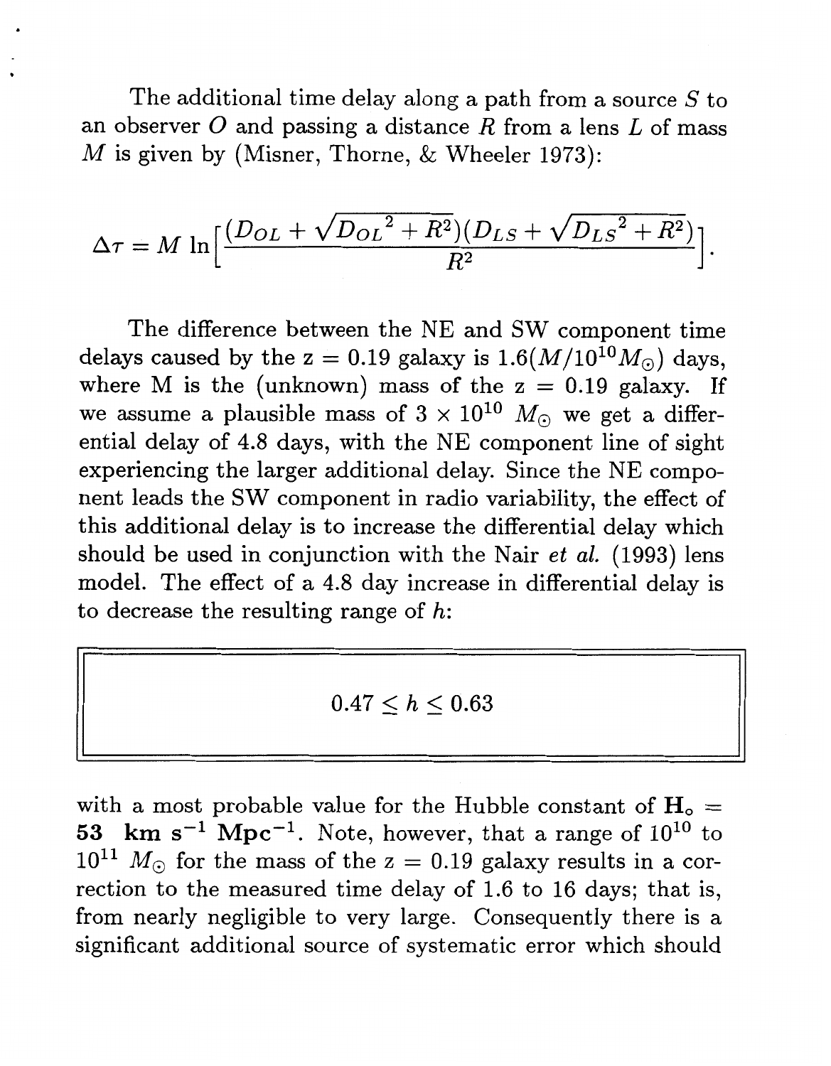The additional time delay along a path from a source $S$ to an observer $O$ and passing a distance $R$ from a lens $L$ of mass $M$ is given by (Misner, Thorne, & Wheeler 1973):

$$\Delta\tau = M \ln\Big[\frac{(D_{OL} + \sqrt{D_{OL}{}^2 + R^2})(D_{LS} + \sqrt{D_{LS}{}^2 + R^2})}{R^2}\Big].$$

The difference between the NE and SW component time delays caused by the z = 0.19 galaxy is $1.6(M/10^{10}M_\odot)$ days, where M is the (unknown) mass of the z = 0.19 galaxy. If we assume a plausible mass of $3 \times 10^{10}\ M_\odot$ we get a differential delay of 4.8 days, with the NE component line of sight experiencing the larger additional delay. Since the NE component leads the SW component in radio variability, the effect of this additional delay is to increase the differential delay which should be used in conjunction with the Nair *et al.* (1993) lens model. The effect of a 4.8 day increase in differential delay is to decrease the resulting range of $h$:

$$0.47 \leq h \leq 0.63$$

with a most probable value for the Hubble constant of $\mathbf{H_o} =$ **53 km s$^{-1}$ Mpc$^{-1}$**. Note, however, that a range of $10^{10}$ to $10^{11}\ M_\odot$ for the mass of the z = 0.19 galaxy results in a correction to the measured time delay of 1.6 to 16 days; that is, from nearly negligible to very large. Consequently there is a significant additional source of systematic error which should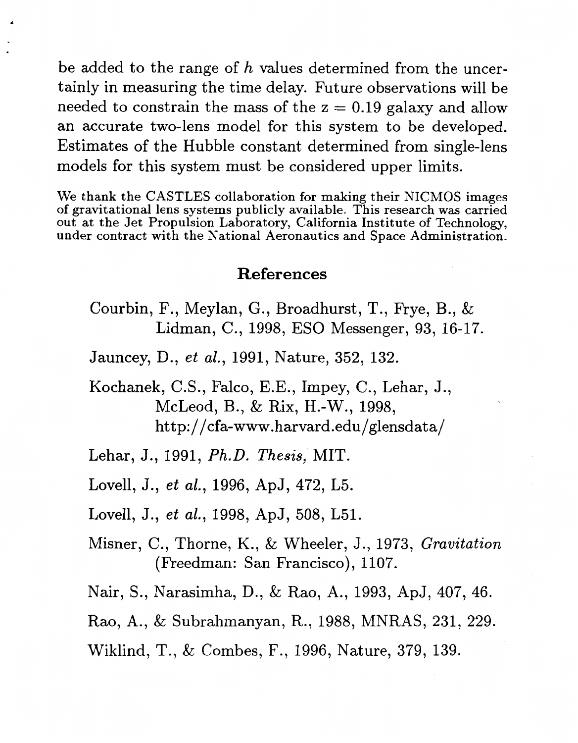be added to the range of $h$ values determined from the uncertainly in measuring the time delay. Future observations will be needed to constrain the mass of the z = 0.19 galaxy and allow an accurate two-lens model for this system to be developed. Estimates of the Hubble constant determined from single-lens models for this system must be considered upper limits.

We thank the CASTLES collaboration for making their NICMOS images of gravitational lens systems publicly available. This research was carried out at the Jet Propulsion Laboratory, California Institute of Technology, under contract with the National Aeronautics and Space Administration.

## References

Courbin, F., Meylan, G., Broadhurst, T., Frye, B., & Lidman, C., 1998, ESO Messenger, 93, 16-17.

Jauncey, D., *et al.*, 1991, Nature, 352, 132.

Kochanek, C.S., Falco, E.E., Impey, C., Lehar, J., McLeod, B., & Rix, H.-W., 1998, http://cfa-www.harvard.edu/glensdata/

Lehar, J., 1991, *Ph.D. Thesis,* MIT.

Lovell, J., *et al.*, 1996, ApJ, 472, L5.

Lovell, J., *et al.*, 1998, ApJ, 508, L51.

Misner, C., Thorne, K., & Wheeler, J., 1973, *Gravitation* (Freedman: San Francisco), 1107.

Nair, S., Narasimha, D., & Rao, A., 1993, ApJ, 407, 46.

Rao, A., & Subrahmanyan, R., 1988, MNRAS, 231, 229.

Wiklind, T., & Combes, F., 1996, Nature, 379, 139.